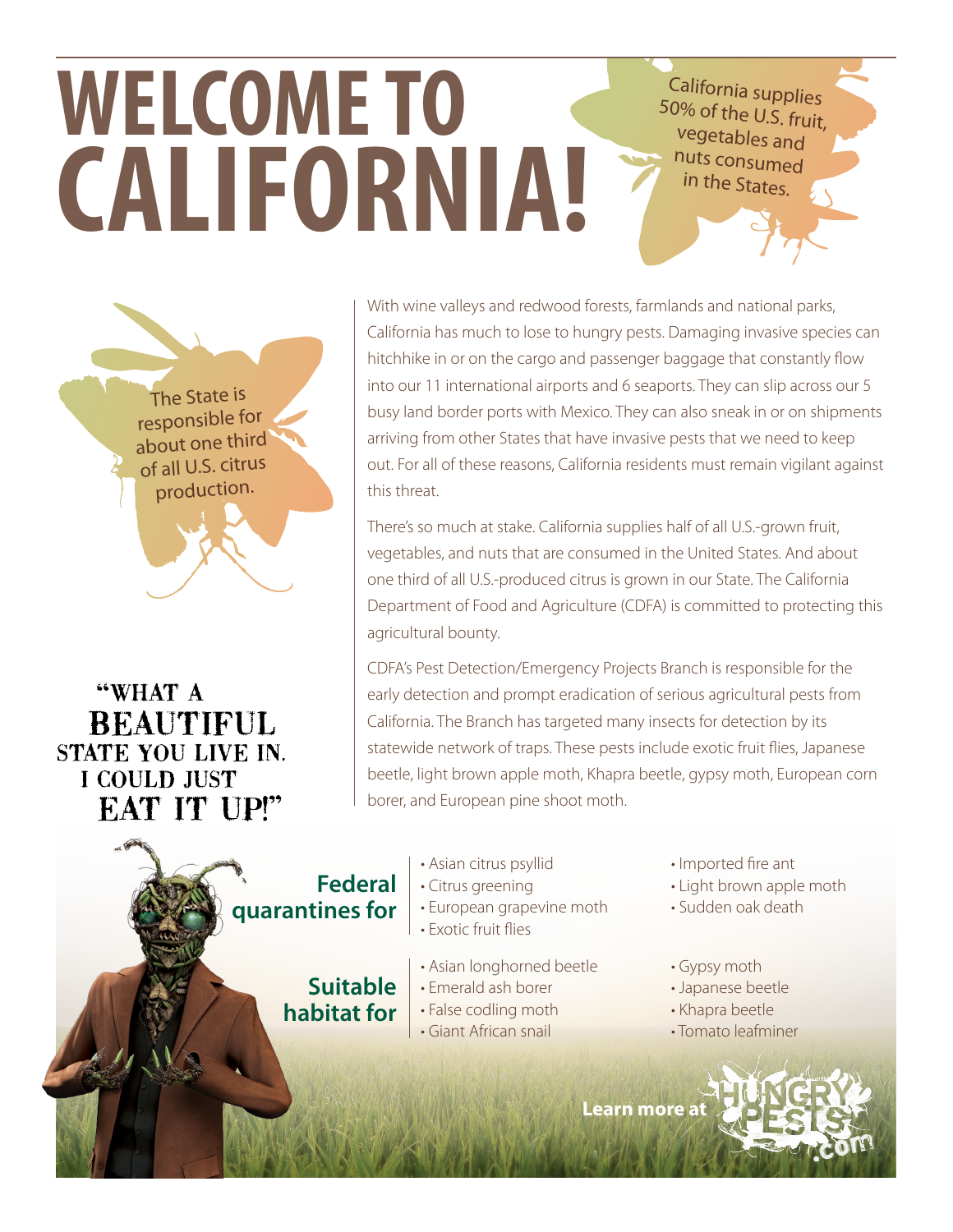# WELCOME TO CALIFORNIA!

California supplies 50% of the U.S. fruit, vegetables and nuts consumed in the States.

The State is responsible for about one third of all U.S. citrus production.

"WHAT A BEAUTIFUL STATE YOU LIVE IN. I COULD JUST EAT IT UP!"

With wine valleys and redwood forests, farmlands and national parks, California has much to lose to hungry pests. Damaging invasive species can hitchhike in or on the cargo and passenger baggage that constantly flow into our 11 international airports and 6 seaports. They can slip across our 5 busy land border ports with Mexico. They can also sneak in or on shipments arriving from other States that have invasive pests that we need to keep out. For all of these reasons, California residents must remain vigilant against this threat.

There's so much at stake. California supplies half of all U.S.-grown fruit, vegetables, and nuts that are consumed in the United States. And about one third of all U.S.-produced citrus is grown in our State. The California Department of Food and Agriculture (CDFA) is committed to protecting this agricultural bounty.

CDFA's Pest Detection/Emergency Projects Branch is responsible for the early detection and prompt eradication of serious agricultural pests from California. The Branch has targeted many insects for detection by its statewide network of traps. These pests include exotic fruit flies, Japanese beetle, light brown apple moth, Khapra beetle, gypsy moth, European corn borer, and European pine shoot moth.

**Federal quarantines for**

- Asian citrus psyllid
- Citrus greening
- European grapevine moth
- Exotic fruit flies
- Imported fire ant
- Light brown apple moth
- Sudden oak death

**Suitable habitat for**

- Asian longhorned beetle
- Emerald ash borer
- False codling moth
- Giant African snail
- Gypsy moth
- Japanese beetle
- Khapra beetle
- Tomato leafminer

**Learn more at** HUNGRYPESTS.com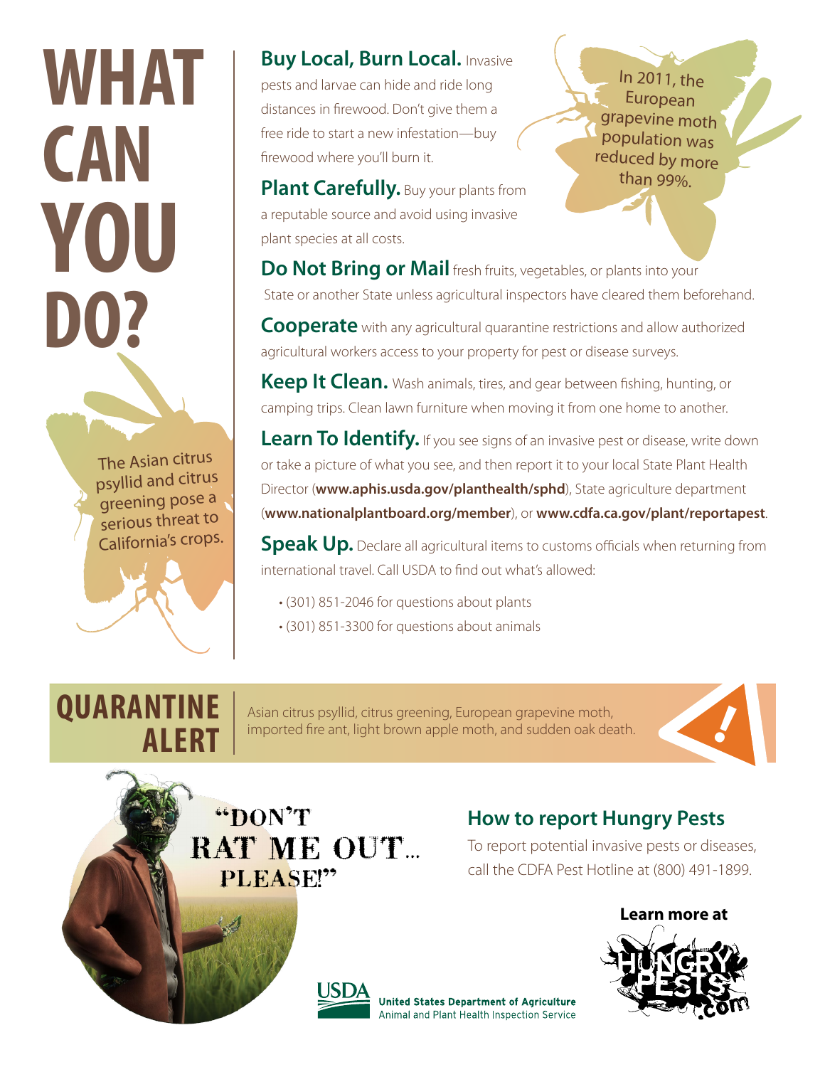# WHAT CAN YOU DO?

The Asian citrus psyllid and citrus greening pose a serious threat to California's crops.

**Buy Local, Burn Local.** Invasive pests and larvae can hide and ride long distances in firewood. Don't give them a free ride to start a new infestation—buy firewood where you'll burn it.

In 2011, the European grapevine moth population was reduced by more than 99%.

**Plant Carefully.** Buy your plants from a reputable source and avoid using invasive plant species at all costs.

**Do Not Bring or Mail** fresh fruits, vegetables, or plants into your State or another State unless agricultural inspectors have cleared them beforehand.

**Cooperate** with any agricultural quarantine restrictions and allow authorized agricultural workers access to your property for pest or disease surveys.

**Keep It Clean.** Wash animals, tires, and gear between fishing, hunting, or camping trips. Clean lawn furniture when moving it from one home to another.

**Learn To Identify.** If you see signs of an invasive pest or disease, write down or take a picture of what you see, and then report it to your local State Plant Health Director (**www.aphis.usda.gov/planthealth/sphd**), State agriculture department (**www.nationalplantboard.org/member**), or **www.cdfa.ca.gov/plant/reportapest**.

**Speak Up.** Declare all agricultural items to customs officials when returning from international travel. Call USDA to find out what's allowed:

- (301) 851-2046 for questions about plants
- (301) 851-3300 for questions about animals

## QUARANTINE ALERT

Asian citrus psyllid, citrus greening, European grapevine moth, imported fire ant, light brown apple moth, and sudden oak death.

"DON'T RAT ME OUT... PLEASE!"

## How to report Hungry Pests

To report potential invasive pests or diseases, call the CDFA Pest Hotline at (800) 491-1899.

**Learn more at**

HUNGRY PESTS .com

USDA
United States Department of Agriculture
Animal and Plant Health Inspection Service